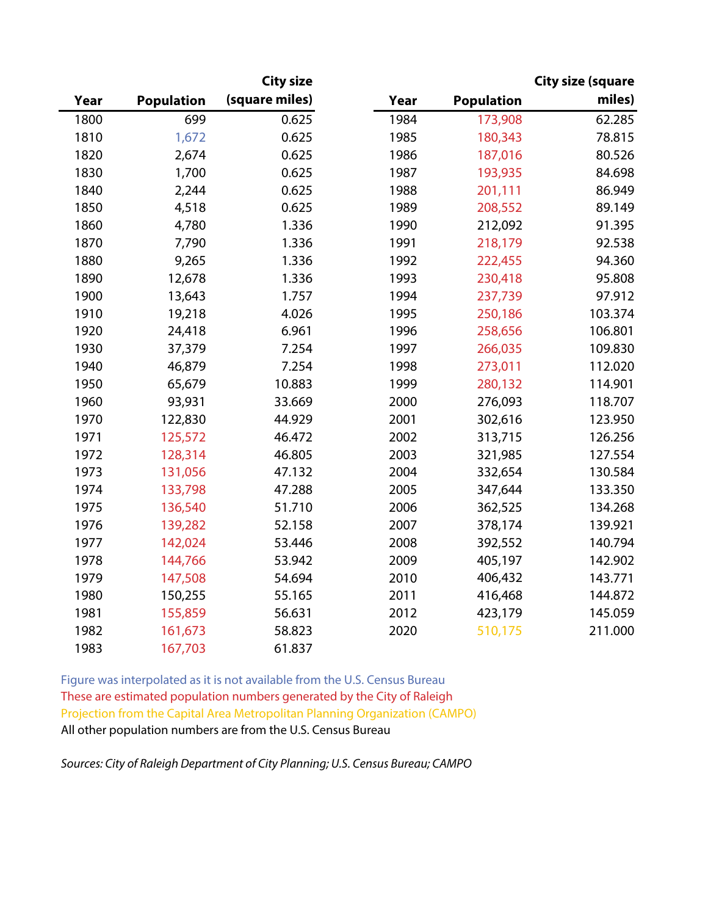| Year | Population | City size (square miles) |
|---|---|---|
| 1800 | 699 | 0.625 |
| 1810 | 1,672 | 0.625 |
| 1820 | 2,674 | 0.625 |
| 1830 | 1,700 | 0.625 |
| 1840 | 2,244 | 0.625 |
| 1850 | 4,518 | 0.625 |
| 1860 | 4,780 | 1.336 |
| 1870 | 7,790 | 1.336 |
| 1880 | 9,265 | 1.336 |
| 1890 | 12,678 | 1.336 |
| 1900 | 13,643 | 1.757 |
| 1910 | 19,218 | 4.026 |
| 1920 | 24,418 | 6.961 |
| 1930 | 37,379 | 7.254 |
| 1940 | 46,879 | 7.254 |
| 1950 | 65,679 | 10.883 |
| 1960 | 93,931 | 33.669 |
| 1970 | 122,830 | 44.929 |
| 1971 | 125,572 | 46.472 |
| 1972 | 128,314 | 46.805 |
| 1973 | 131,056 | 47.132 |
| 1974 | 133,798 | 47.288 |
| 1975 | 136,540 | 51.710 |
| 1976 | 139,282 | 52.158 |
| 1977 | 142,024 | 53.446 |
| 1978 | 144,766 | 53.942 |
| 1979 | 147,508 | 54.694 |
| 1980 | 150,255 | 55.165 |
| 1981 | 155,859 | 56.631 |
| 1982 | 161,673 | 58.823 |
| 1983 | 167,703 | 61.837 |

| Year | Population | City size (square miles) |
|---|---|---|
| 1984 | 173,908 | 62.285 |
| 1985 | 180,343 | 78.815 |
| 1986 | 187,016 | 80.526 |
| 1987 | 193,935 | 84.698 |
| 1988 | 201,111 | 86.949 |
| 1989 | 208,552 | 89.149 |
| 1990 | 212,092 | 91.395 |
| 1991 | 218,179 | 92.538 |
| 1992 | 222,455 | 94.360 |
| 1993 | 230,418 | 95.808 |
| 1994 | 237,739 | 97.912 |
| 1995 | 250,186 | 103.374 |
| 1996 | 258,656 | 106.801 |
| 1997 | 266,035 | 109.830 |
| 1998 | 273,011 | 112.020 |
| 1999 | 280,132 | 114.901 |
| 2000 | 276,093 | 118.707 |
| 2001 | 302,616 | 123.950 |
| 2002 | 313,715 | 126.256 |
| 2003 | 321,985 | 127.554 |
| 2004 | 332,654 | 130.584 |
| 2005 | 347,644 | 133.350 |
| 2006 | 362,525 | 134.268 |
| 2007 | 378,174 | 139.921 |
| 2008 | 392,552 | 140.794 |
| 2009 | 405,197 | 142.902 |
| 2010 | 406,432 | 143.771 |
| 2011 | 416,468 | 144.872 |
| 2012 | 423,179 | 145.059 |
| 2020 | 510,175 | 211.000 |

Figure was interpolated as it is not available from the U.S. Census Bureau (1810)

These are estimated population numbers generated by the City of Raleigh (1971–1979, 1981–1989, 1991–1999)

Projection from the Capital Area Metropolitan Planning Organization (CAMPO) (2020)

All other population numbers are from the U.S. Census Bureau

*Sources: City of Raleigh Department of City Planning; U.S. Census Bureau; CAMPO*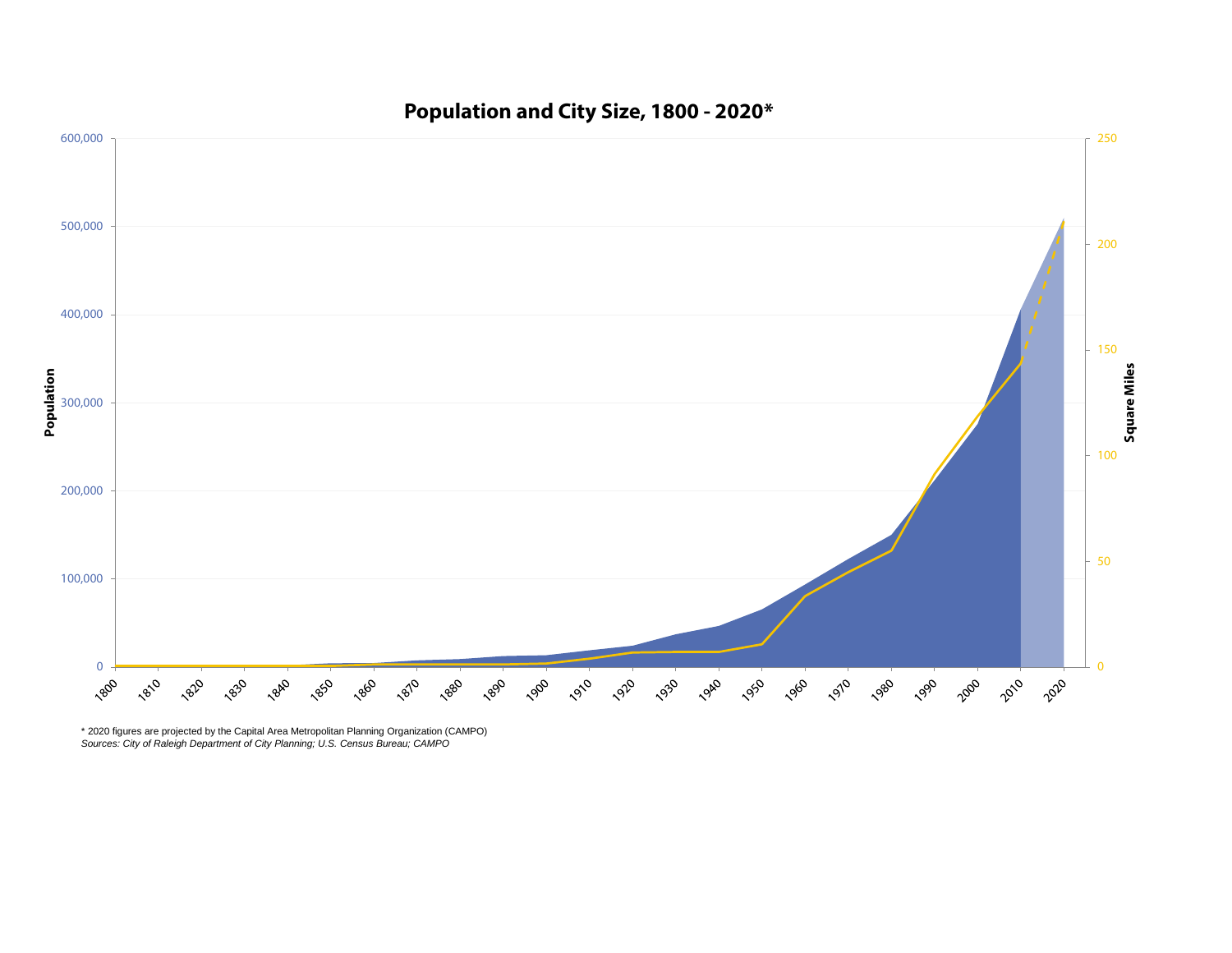# Population and City Size, 1800 - 2020*

Population

600,000
500,000
400,000
300,000
200,000
100,000
0

Square Miles

250
200
150
100
50
0

1800 1810 1820 1830 1840 1850 1860 1870 1880 1890 1900 1910 1920 1930 1940 1950 1960 1970 1980 1990 2000 2010 2020

\* 2020 figures are projected by the Capital Area Metropolitan Planning Organization (CAMPO)

*Sources: City of Raleigh Department of City Planning; U.S. Census Bureau; CAMPO*